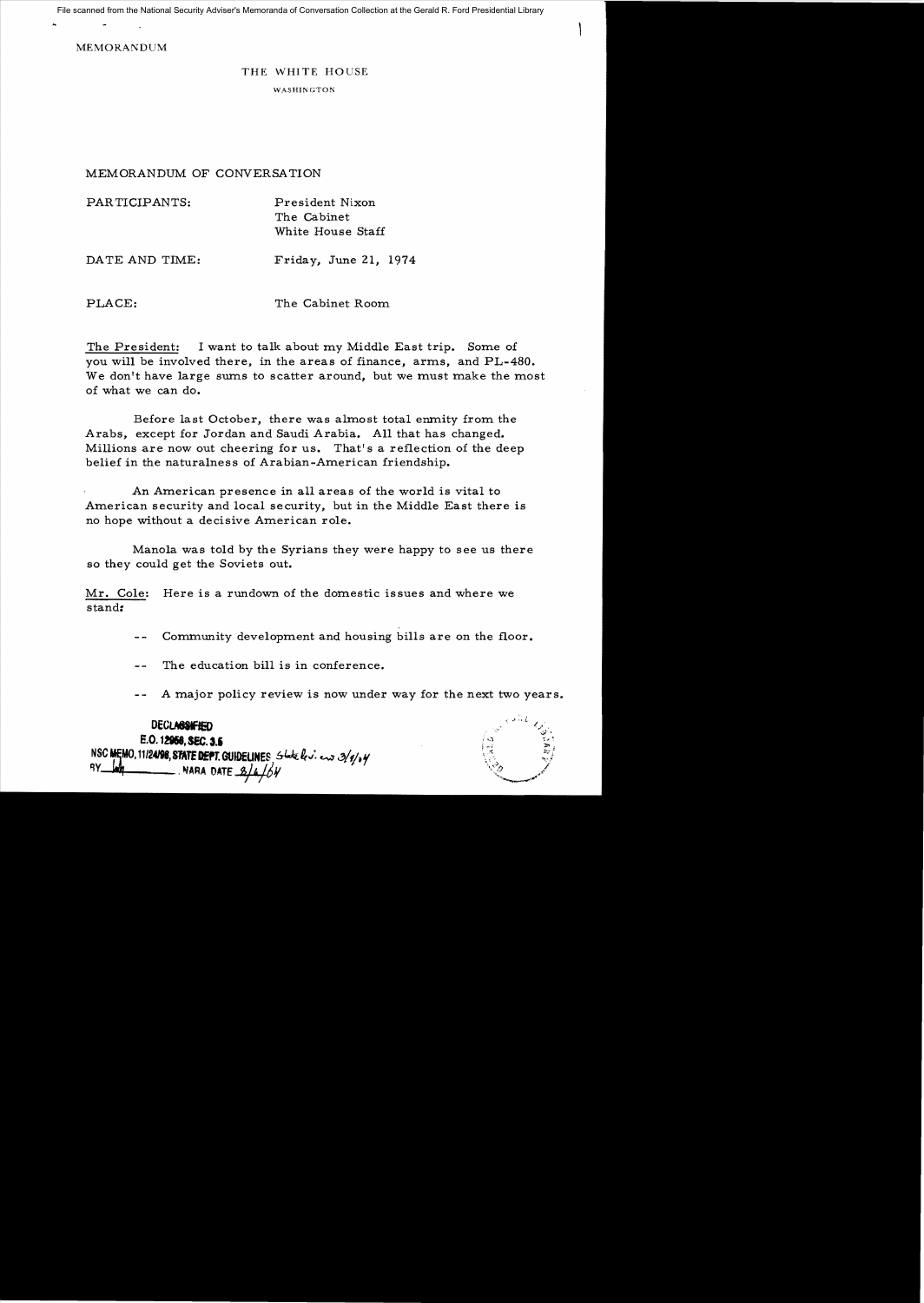File scanned from the National Security Adviser's Memoranda of Conversation Collection at the Gerald R. Ford Presidential Library

MEMORANDUM

THE WHITE HOUSE

WASHINGTON

MEMORANDUM OF CONVERSATION

PARTICIPANTS: President Nixon
The Cabinet
White House Staff

DATE AND TIME: Friday, June 21, 1974

PLACE: The Cabinet Room

The President: I want to talk about my Middle East trip. Some of you will be involved there, in the areas of finance, arms, and PL-480. We don't have large sums to scatter around, but we must make the most of what we can do.

Before last October, there was almost total enmity from the Arabs, except for Jordan and Saudi Arabia. All that has changed. Millions are now out cheering for us. That's a reflection of the deep belief in the naturalness of Arabian-American friendship.

An American presence in all areas of the world is vital to American security and local security, but in the Middle East there is no hope without a decisive American role.

Manola was told by the Syrians they were happy to see us there so they could get the Soviets out.

Mr. Cole: Here is a rundown of the domestic issues and where we stand:

-- Community development and housing bills are on the floor.

-- The education bill is in conference.

-- A major policy review is now under way for the next two years.

DECLASSIFIED
E.O. 12958, SEC. 3.5
NSC MEMO, 11/24/98, STATE DEPT. GUIDELINES State lv. 3/4/04
BY ___ NARA DATE 2/6/04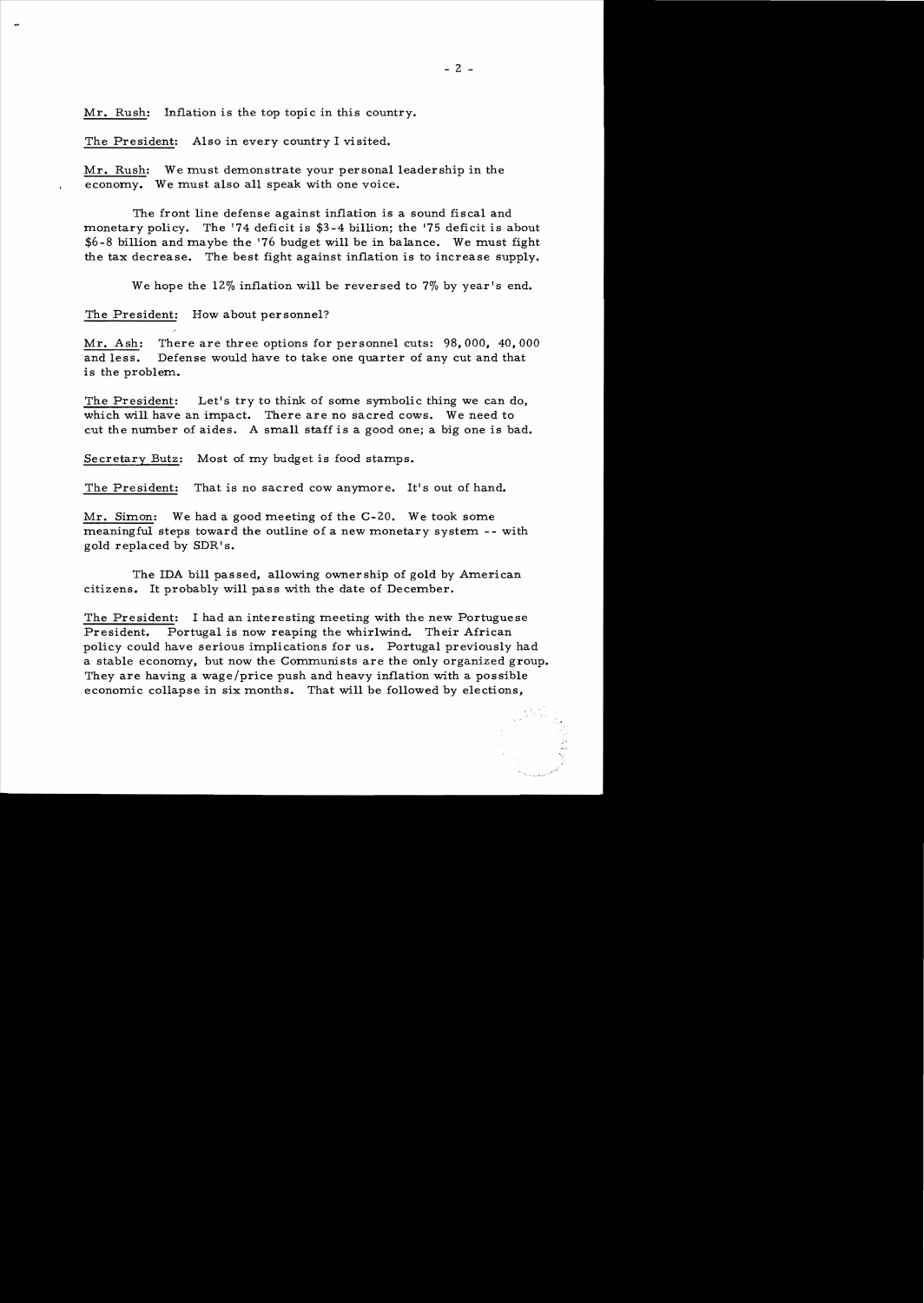Mr. Rush: Inflation is the top topic in this country.

The President: Also in every country I visited.

Mr. Rush: We must demonstrate your personal leadership in the economy. We must also all speak with one voice.

The front line defense against inflation is a sound fiscal and monetary policy. The '74 deficit is $3-4 billion; the '75 deficit is about $6-8 billion and maybe the '76 budget will be in balance. We must fight the tax decrease. The best fight against inflation is to increase supply.

We hope the 12% inflation will be reversed to 7% by year's end.

The President: How about personnel?

Mr. Ash: There are three options for personnel cuts: 98,000, 40,000 and less. Defense would have to take one quarter of any cut and that is the problem.

The President: Let's try to think of some symbolic thing we can do, which will have an impact. There are no sacred cows. We need to cut the number of aides. A small staff is a good one; a big one is bad.

Secretary Butz: Most of my budget is food stamps.

The President: That is no sacred cow anymore. It's out of hand.

Mr. Simon: We had a good meeting of the C-20. We took some meaningful steps toward the outline of a new monetary system -- with gold replaced by SDR's.

The IDA bill passed, allowing ownership of gold by American citizens. It probably will pass with the date of December.

The President: I had an interesting meeting with the new Portuguese President. Portugal is now reaping the whirlwind. Their African policy could have serious implications for us. Portugal previously had a stable economy, but now the Communists are the only organized group. They are having a wage/price push and heavy inflation with a possible economic collapse in six months. That will be followed by elections,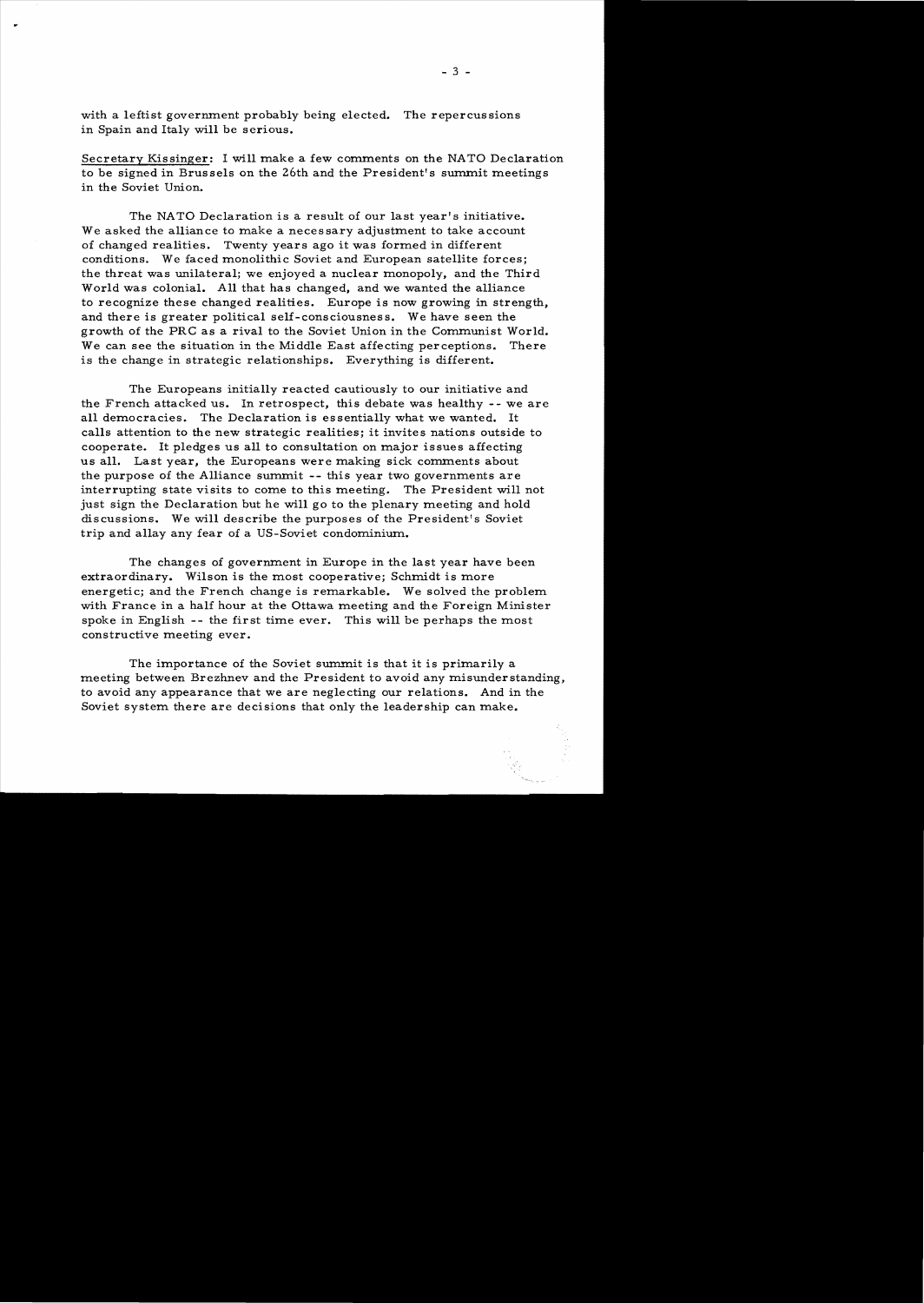with a leftist government probably being elected. The repercussions in Spain and Italy will be serious.

Secretary Kissinger: I will make a few comments on the NATO Declaration to be signed in Brussels on the 26th and the President's summit meetings in the Soviet Union.

The NATO Declaration is a result of our last year's initiative. We asked the alliance to make a necessary adjustment to take account of changed realities. Twenty years ago it was formed in different conditions. We faced monolithic Soviet and European satellite forces; the threat was unilateral; we enjoyed a nuclear monopoly, and the Third World was colonial. All that has changed, and we wanted the alliance to recognize these changed realities. Europe is now growing in strength, and there is greater political self-consciousness. We have seen the growth of the PRC as a rival to the Soviet Union in the Communist World. We can see the situation in the Middle East affecting perceptions. There is the change in strategic relationships. Everything is different.

The Europeans initially reacted cautiously to our initiative and the French attacked us. In retrospect, this debate was healthy -- we are all democracies. The Declaration is essentially what we wanted. It calls attention to the new strategic realities; it invites nations outside to cooperate. It pledges us all to consultation on major issues affecting us all. Last year, the Europeans were making sick comments about the purpose of the Alliance summit -- this year two governments are interrupting state visits to come to this meeting. The President will not just sign the Declaration but he will go to the plenary meeting and hold discussions. We will describe the purposes of the President's Soviet trip and allay any fear of a US-Soviet condominium.

The changes of government in Europe in the last year have been extraordinary. Wilson is the most cooperative; Schmidt is more energetic; and the French change is remarkable. We solved the problem with France in a half hour at the Ottawa meeting and the Foreign Minister spoke in English -- the first time ever. This will be perhaps the most constructive meeting ever.

The importance of the Soviet summit is that it is primarily a meeting between Brezhnev and the President to avoid any misunderstanding, to avoid any appearance that we are neglecting our relations. And in the Soviet system there are decisions that only the leadership can make.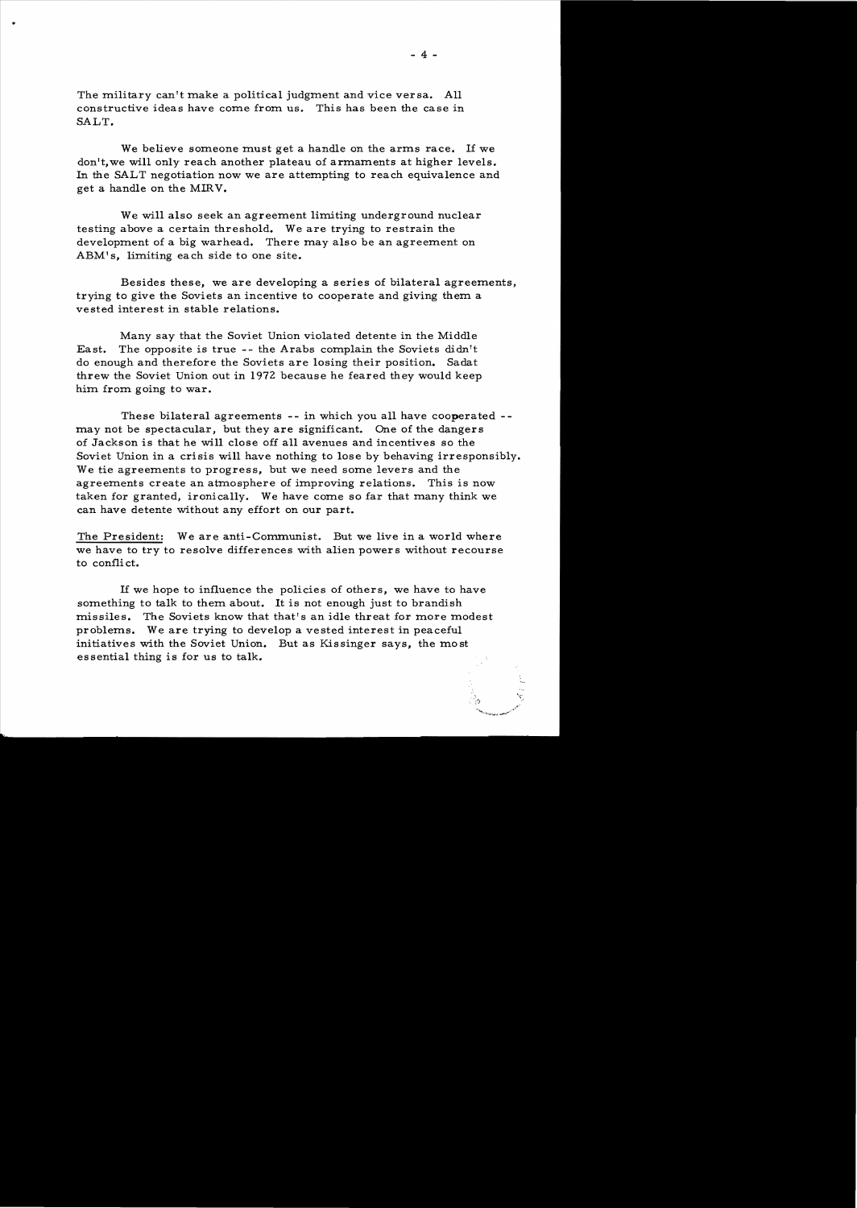The military can't make a political judgment and vice versa. All constructive ideas have come from us. This has been the case in SALT.

We believe someone must get a handle on the arms race. If we don't, we will only reach another plateau of armaments at higher levels. In the SALT negotiation now we are attempting to reach equivalence and get a handle on the MIRV.

We will also seek an agreement limiting underground nuclear testing above a certain threshold. We are trying to restrain the development of a big warhead. There may also be an agreement on ABM's, limiting each side to one site.

Besides these, we are developing a series of bilateral agreements, trying to give the Soviets an incentive to cooperate and giving them a vested interest in stable relations.

Many say that the Soviet Union violated detente in the Middle East. The opposite is true -- the Arabs complain the Soviets didn't do enough and therefore the Soviets are losing their position. Sadat threw the Soviet Union out in 1972 because he feared they would keep him from going to war.

These bilateral agreements -- in which you all have cooperated -- may not be spectacular, but they are significant. One of the dangers of Jackson is that he will close off all avenues and incentives so the Soviet Union in a crisis will have nothing to lose by behaving irresponsibly. We tie agreements to progress, but we need some levers and the agreements create an atmosphere of improving relations. This is now taken for granted, ironically. We have come so far that many think we can have detente without any effort on our part.

The President: We are anti-Communist. But we live in a world where we have to try to resolve differences with alien powers without recourse to conflict.

If we hope to influence the policies of others, we have to have something to talk to them about. It is not enough just to brandish missiles. The Soviets know that that's an idle threat for more modest problems. We are trying to develop a vested interest in peaceful initiatives with the Soviet Union. But as Kissinger says, the most essential thing is for us to talk.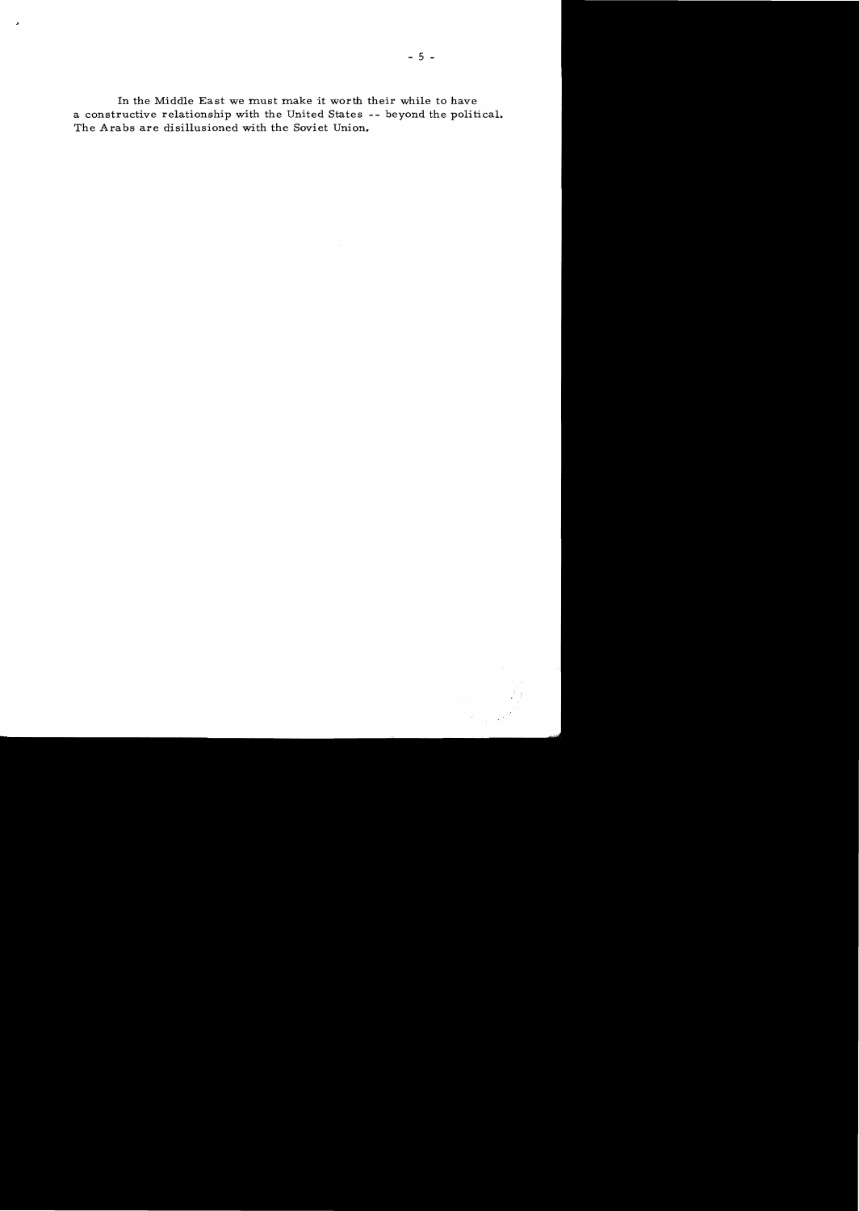In the Middle East we must make it worth their while to have a constructive relationship with the United States -- beyond the political. The Arabs are disillusioned with the Soviet Union.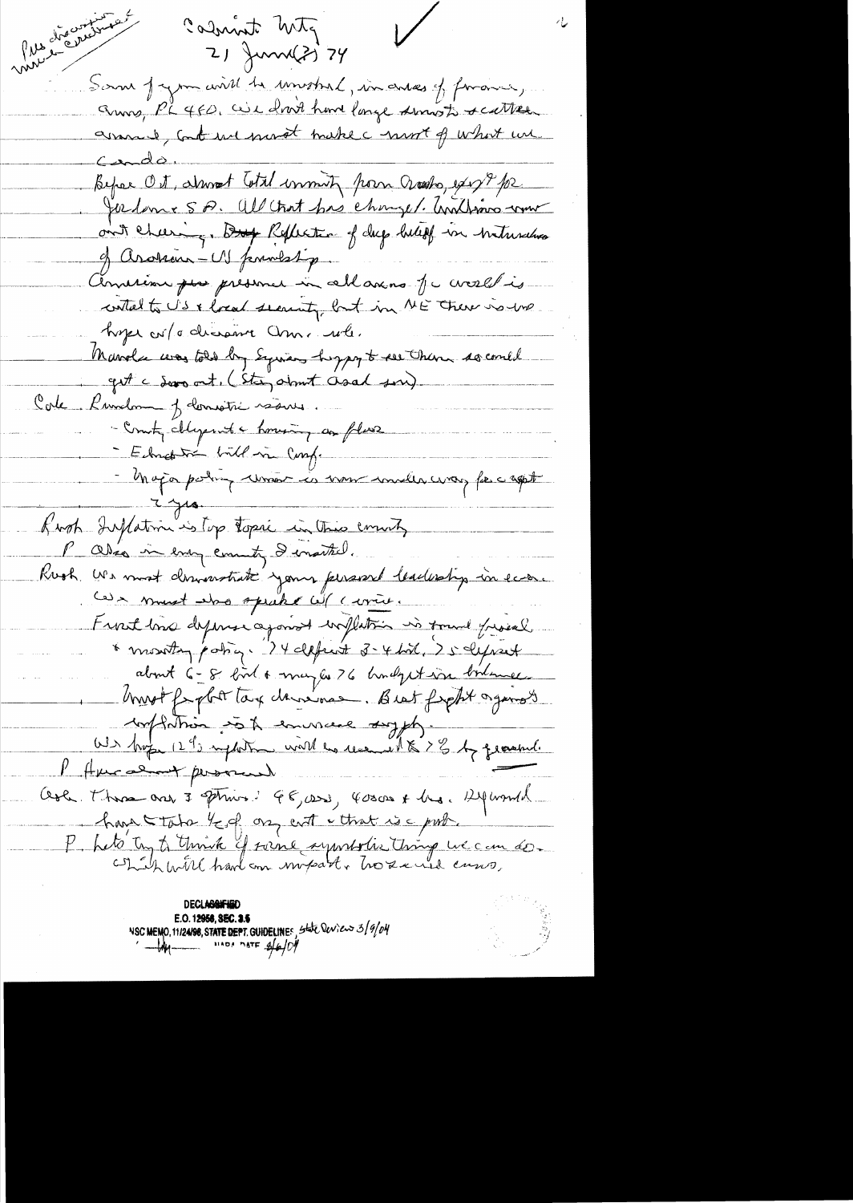Pres discussions w/ cabinet

Cabinet Mtg
21 June(?) 74

Some of you will be involved, in areas of finance, arms, PL 480. We don't have large amounts to scatter around, but we must make c most of what we can do.

Before Oct, almost total enmity from Arabs, exc for Jordan & SA. All that has changed. Unbelievable now out cheering. ~~Deep~~ Reflection of deep belief in naturalness of Arabian-US friendship.

American ~~pro~~ presence in all areas of c world is vital to US & local security, but in NE there is no hope w/o decisive Am. role.

Marcela was told by Syrians happy to see them so could get c ~~soo~~ out. (Story about Asad son).

Cole Rundown of domestic issues.

- County dlyment & housing on floor
- Education bill in Conf.
- Major policy review is now underway for c next 2 yrs.

Rush Inflation is top topic in this country

P Also in every country I visited.

Rush We must demonstrate your personal leadership in econ. We must also speak w/ 1 voice.

Front line defense against inflation is sound fiscal & monetary policy. 74 deficit 3-4 bil, 75 deficit about 6-8 bil & maybe 76 budget in balance. Must fight tax decrease. Best fight against inflation is to increase supply.

We hope 12% inflation will be reduced to 7% by year end.

P How about personnel

Ash There are 3 options: 95,000, 40,000 & less. Ryan would have to take ½ of any cut & that is c prob.

P Let's try to think of some symbolic thing we can do. Which will have an impact, but ~~w~~ will cause

**DECLASSIFIED**
E.O. 12958, SEC. 3.5
NSC MEMO, 11/24/98, STATE DEPT. GUIDELINES, State Review 3/9/04
NARA DATE 4/6/04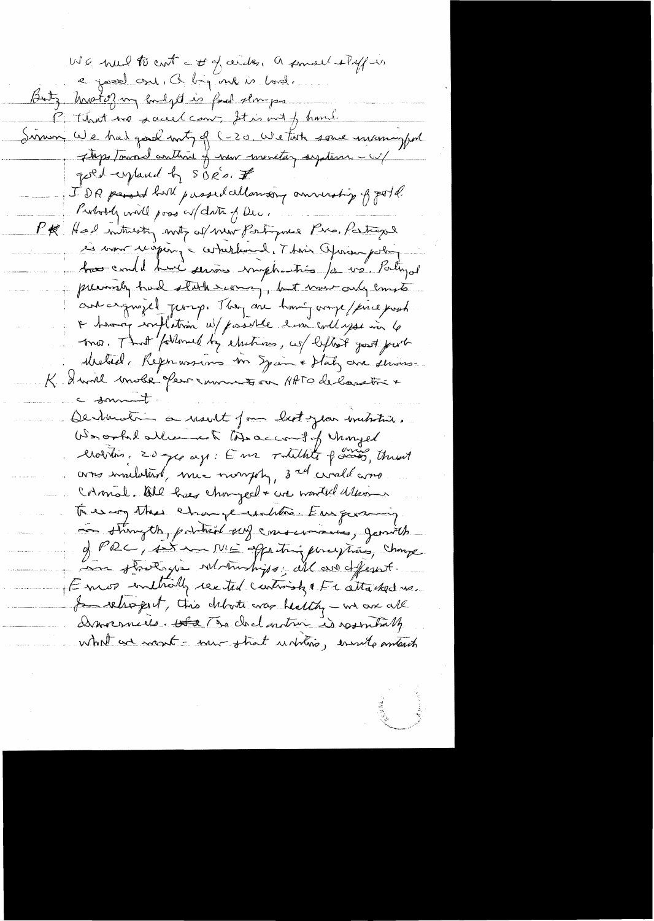We need to cut < # of aides. A small staff is a good one. A big one is bad.

Butz: Most of my budget is food stamps.

P: That we read can't. It is out of hand.

Simon: We had good mtg of C-20. We took some meaningful steps toward outline of new monetary system – w/ gold replaced by SDR's. ~~F~~

IDA passed bill passed allowing ownership of gold. Probably will pass w/ date of Dec.

P ~~K~~: Had interesting mtg w/ new Portuguese Pres. Portugal is now reaping a whirlwind. Their African policy too could have serious implications for us. Portugal previously had stable economy, but now only Communists are organized group. They are having wage/price push & heavy inflation w/ possible econ collapse in 6 mos. That followed by elections, w/ leftist govt put in stated. Repercussions in Spain & Italy are serious.

K: I will make few comments on NATO declaration & summit.

Declaration a result of last year initiative. We asked allies not to take account of changed conditions. 20 yrs ago: Eur totally [illegible], threat was unilateral, we monopoly, 3rd world was colonial. All has changed & we wanted allies to [illegible] these change conditions. Eur growing in strength, political self consciousness, growth of PRC, shift in ME affecting perceptions, change in strategic relationships; all are different. Euros initially reacted contrarily & Fr attacked us. In retrospect, this debate was healthy – we are all democracies. ~~The~~ The declaration is essentially what we want – new strat realities, need to extend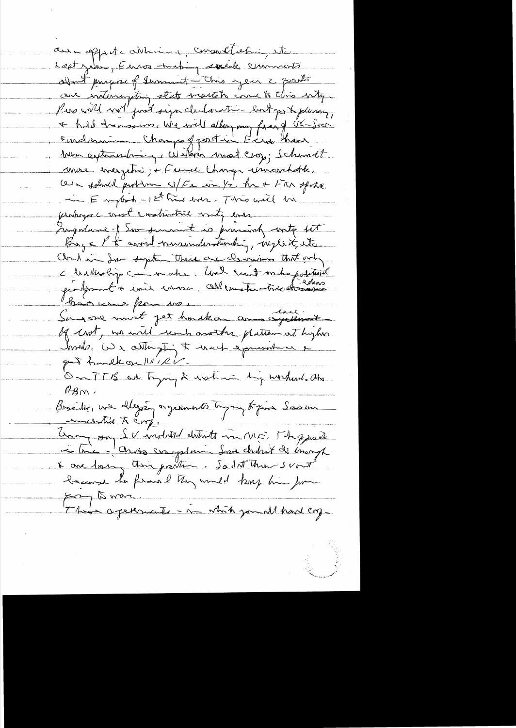an opposite attitude, consultation, etc.

Last year, Euros making snide comments about purpose of Summit — this year 2 points are interesting — that visits came to this city. Pres will not just sign declaration but go to plenary & hold discussions. We will allow any friend of US-Sov endorsement. Changes of govt in Europe have been extraordinary. Wilson most easy; Schmidt more energetic; + France change unmistakable. We solved problem w/ Fr in 1/2 hr + Fr spoke in Europe — 1st time ever. This will be perhaps most constructive unity ever.

Importance of Sov summit is primarily unity but Brezhnev & P to avoid misunderstanding, neglect, etc. And in Sov system there are decisions that only a leadership can make. We can't make political judgments in a vacuum. All constructive decisions have come from us.

Someone must get handle on arms agreement. If not, we will reach another plateau at higher levels. We are attempting to reach equivalence & get handle on MIRV.

On TTB we are trying to restrain big warheads. Also ABM.

Besides, we are delaying agreements trying to give Soviets incentive to cooperate.

Going on SV [?] — withdrawal in ME. The point is true — Arab complain Sov didn't do enough & are losing their position. Sadat threw Sov out because he feared they would keep him from going to war.

These agreements — in which you all had cooperation.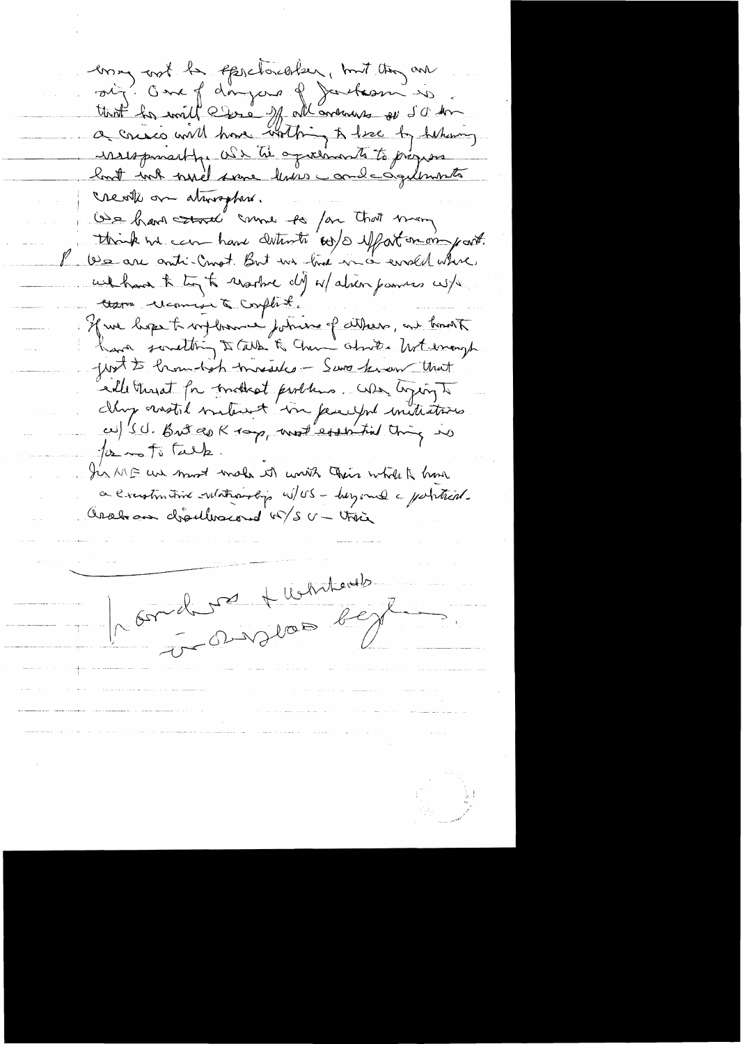may not be spectacular, but they are
sig. One of dangers of Jackson is
that he will close off all avenues so SU in
a crisis will have nothing to lose by behaving
irresponsibly. Also the agreements to progress
but not need some links and agreements
create an atmosphere.

We have stated some so far that many
think we can have detente w/o effort on our part.

P We are anti-Comm. But we live in a world where
we have to try to resolve diff w/ other powers w/o
the recourse to conflict.

If we hope to influence policies of others, we must
have something to talk to them about. Not enough
just to brandish missiles — Sure know that
ill threat for military problems. We trying to
develop mutual interest in peaceful initiatives
w/ SU. But as K says, most essential thing is
for us to talk.

In ME we must make it with Arabs while to have
a constructive relationship w/US — beyond a political.
Arab are disillusioned w/SU — their

---

Lords + Whitehead
— Douglas Begin